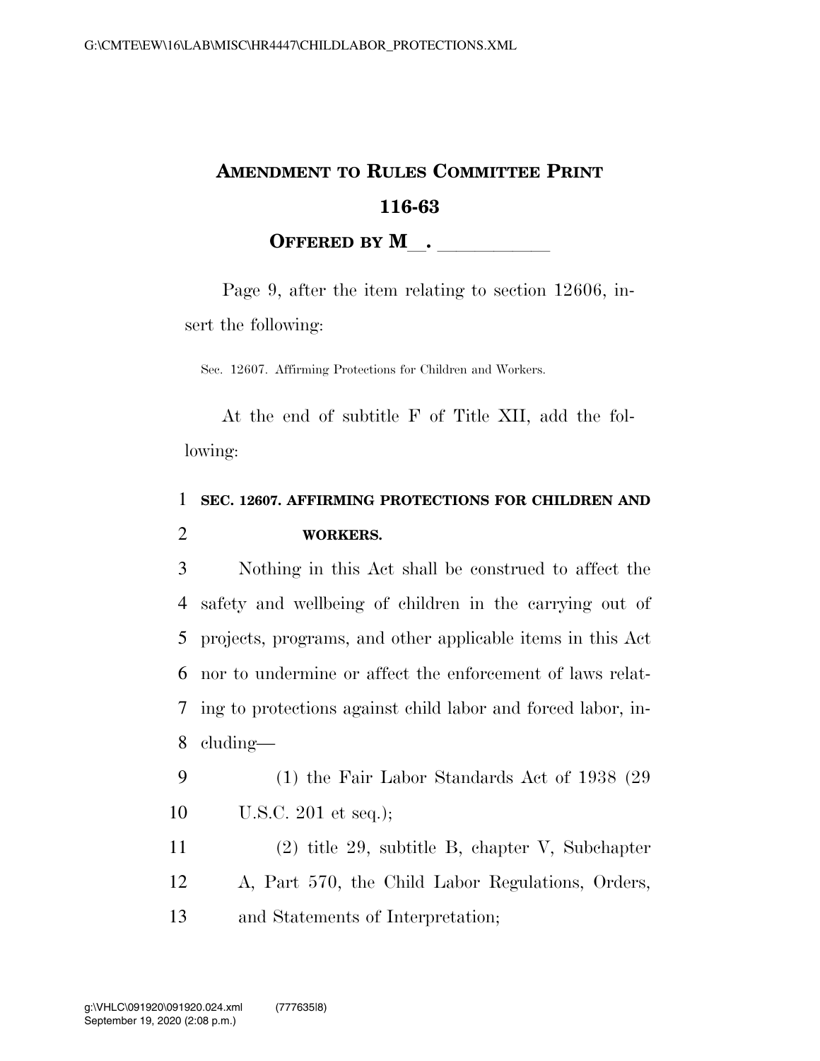# AMENDMENT TO RULES COMMITTEE PRINT 116-63

**OFFERED BY M\_\_. \_\_\_\_\_\_\_\_\_\_\_**

Page 9, after the item relating to section 12606, insert the following:

Sec. 12607. Affirming Protections for Children and Workers.

At the end of subtitle F of Title XII, add the following:

**SEC. 12607. AFFIRMING PROTECTIONS FOR CHILDREN AND WORKERS.**

Nothing in this Act shall be construed to affect the safety and wellbeing of children in the carrying out of projects, programs, and other applicable items in this Act nor to undermine or affect the enforcement of laws relating to protections against child labor and forced labor, including—

(1) the Fair Labor Standards Act of 1938 (29 U.S.C. 201 et seq.);

(2) title 29, subtitle B, chapter V, Subchapter A, Part 570, the Child Labor Regulations, Orders, and Statements of Interpretation;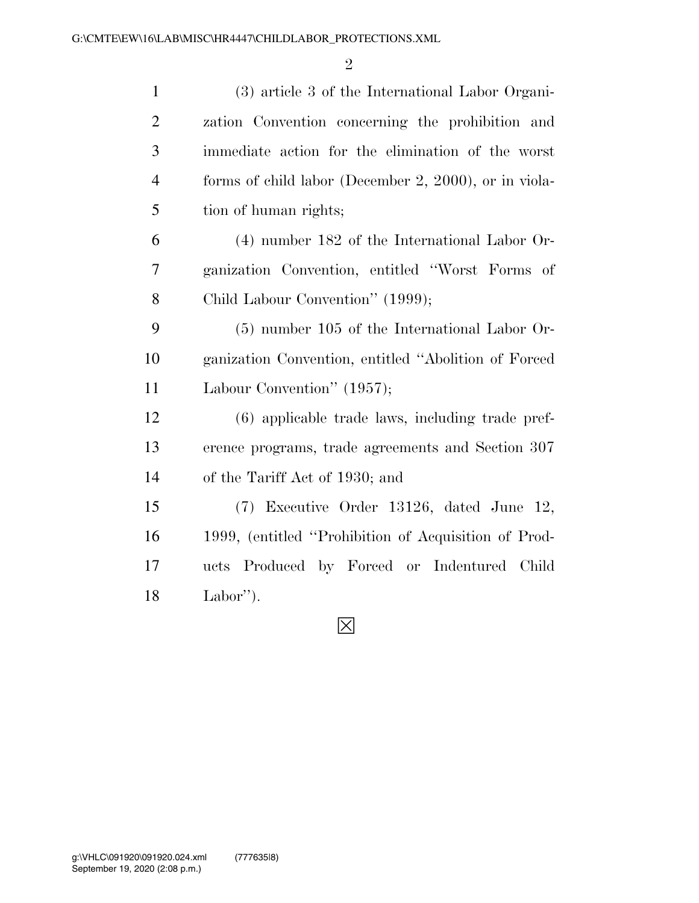(3) article 3 of the International Labor Organization Convention concerning the prohibition and immediate action for the elimination of the worst forms of child labor (December 2, 2000), or in violation of human rights;

(4) number 182 of the International Labor Organization Convention, entitled ''Worst Forms of Child Labour Convention'' (1999);

(5) number 105 of the International Labor Organization Convention, entitled ''Abolition of Forced Labour Convention'' (1957);

(6) applicable trade laws, including trade preference programs, trade agreements and Section 307 of the Tariff Act of 1930; and

(7) Executive Order 13126, dated June 12, 1999, (entitled ''Prohibition of Acquisition of Products Produced by Forced or Indentured Child Labor'').